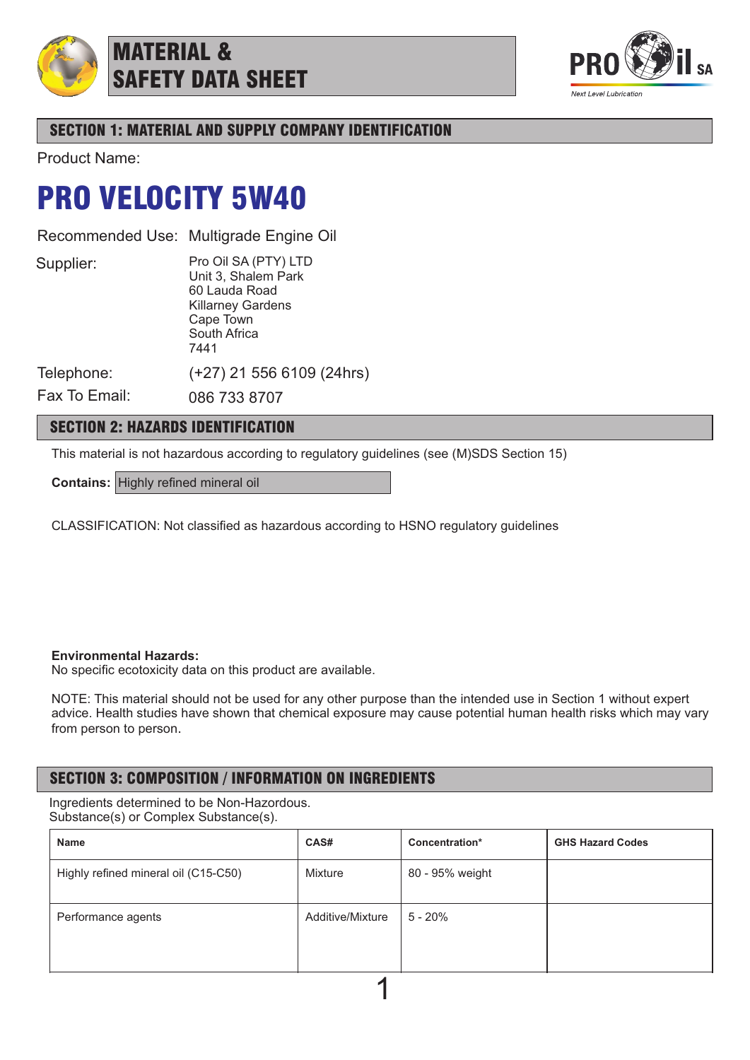# MATERIAL & SAFETY DATA SHEET

## SECTION 1: MATERIAL AND SUPPLY COMPANY IDENTIFICATION

Product Name:

# PRO VELOCITY 5W40

Recommended Use: Multigrade Engine Oil

Supplier:
Pro Oil SA (PTY) LTD
Unit 3, Shalem Park
60 Lauda Road
Killarney Gardens
Cape Town
South Africa
7441

Telephone: (+27) 21 556 6109 (24hrs)

Fax To Email: 086 733 8707

## SECTION 2: HAZARDS IDENTIFICATION

This material is not hazardous according to regulatory guidelines (see (M)SDS Section 15)

**Contains:** Highly refined mineral oil

CLASSIFICATION: Not classified as hazardous according to HSNO regulatory guidelines

**Environmental Hazards:**
No specific ecotoxicity data on this product are available.

NOTE: This material should not be used for any other purpose than the intended use in Section 1 without expert advice. Health studies have shown that chemical exposure may cause potential human health risks which may vary from person to person.

## SECTION 3: COMPOSITION / INFORMATION ON INGREDIENTS

Ingredients determined to be Non-Hazordous.
Substance(s) or Complex Substance(s).

| Name | CAS# | Concentration* | GHS Hazard Codes |
|---|---|---|---|
| Highly refined mineral oil (C15-C50) | Mixture | 80 - 95% weight | |
| Performance agents | Additive/Mixture | 5 - 20% | |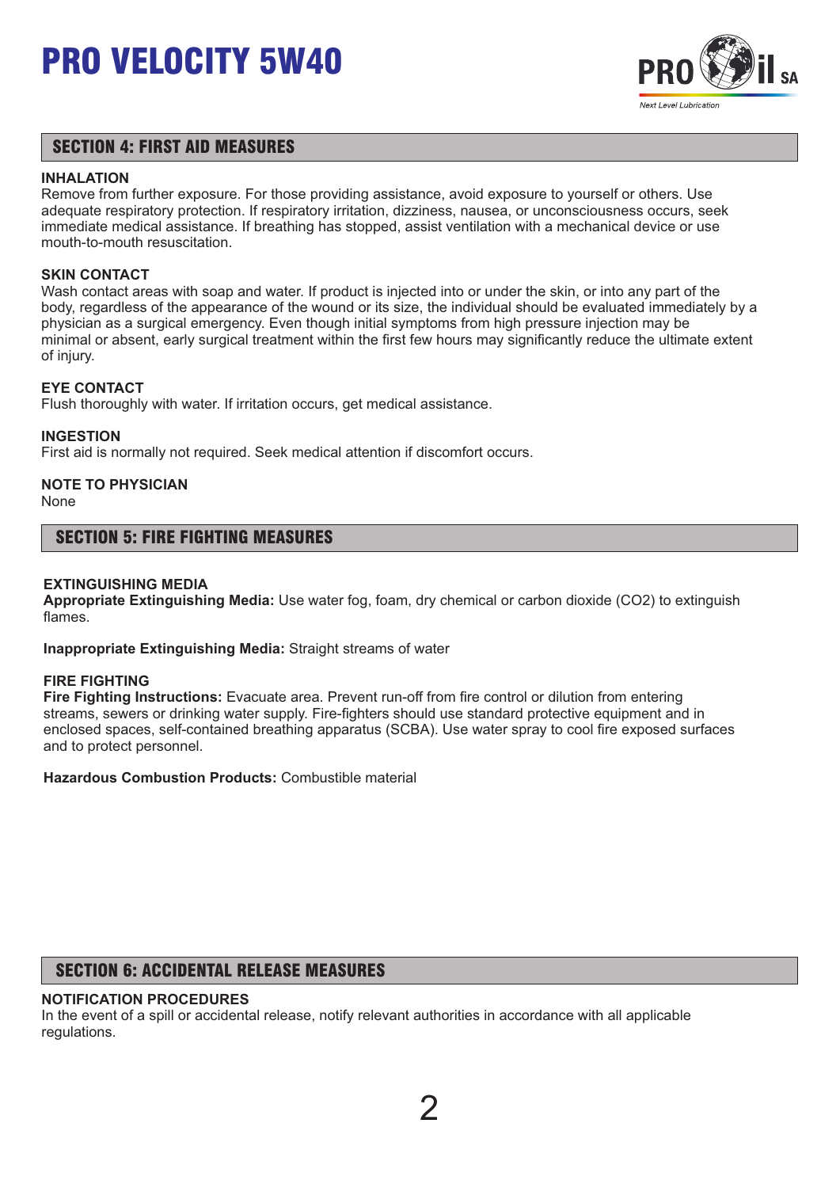## SECTION 4: FIRST AID MEASURES

**INHALATION**
Remove from further exposure. For those providing assistance, avoid exposure to yourself or others. Use adequate respiratory protection. If respiratory irritation, dizziness, nausea, or unconsciousness occurs, seek immediate medical assistance. If breathing has stopped, assist ventilation with a mechanical device or use mouth-to-mouth resuscitation.

**SKIN CONTACT**
Wash contact areas with soap and water. If product is injected into or under the skin, or into any part of the body, regardless of the appearance of the wound or its size, the individual should be evaluated immediately by a physician as a surgical emergency. Even though initial symptoms from high pressure injection may be minimal or absent, early surgical treatment within the first few hours may significantly reduce the ultimate extent of injury.

**EYE CONTACT**
Flush thoroughly with water. If irritation occurs, get medical assistance.

**INGESTION**
First aid is normally not required. Seek medical attention if discomfort occurs.

**NOTE TO PHYSICIAN**
None

## SECTION 5: FIRE FIGHTING MEASURES

**EXTINGUISHING MEDIA**
**Appropriate Extinguishing Media:** Use water fog, foam, dry chemical or carbon dioxide ($CO_2$) to extinguish flames.

**Inappropriate Extinguishing Media:** Straight streams of water

**FIRE FIGHTING**
**Fire Fighting Instructions:** Evacuate area. Prevent run-off from fire control or dilution from entering streams, sewers or drinking water supply. Fire-fighters should use standard protective equipment and in enclosed spaces, self-contained breathing apparatus (SCBA). Use water spray to cool fire exposed surfaces and to protect personnel.

**Hazardous Combustion Products:** Combustible material

## SECTION 6: ACCIDENTAL RELEASE MEASURES

**NOTIFICATION PROCEDURES**
In the event of a spill or accidental release, notify relevant authorities in accordance with all applicable regulations.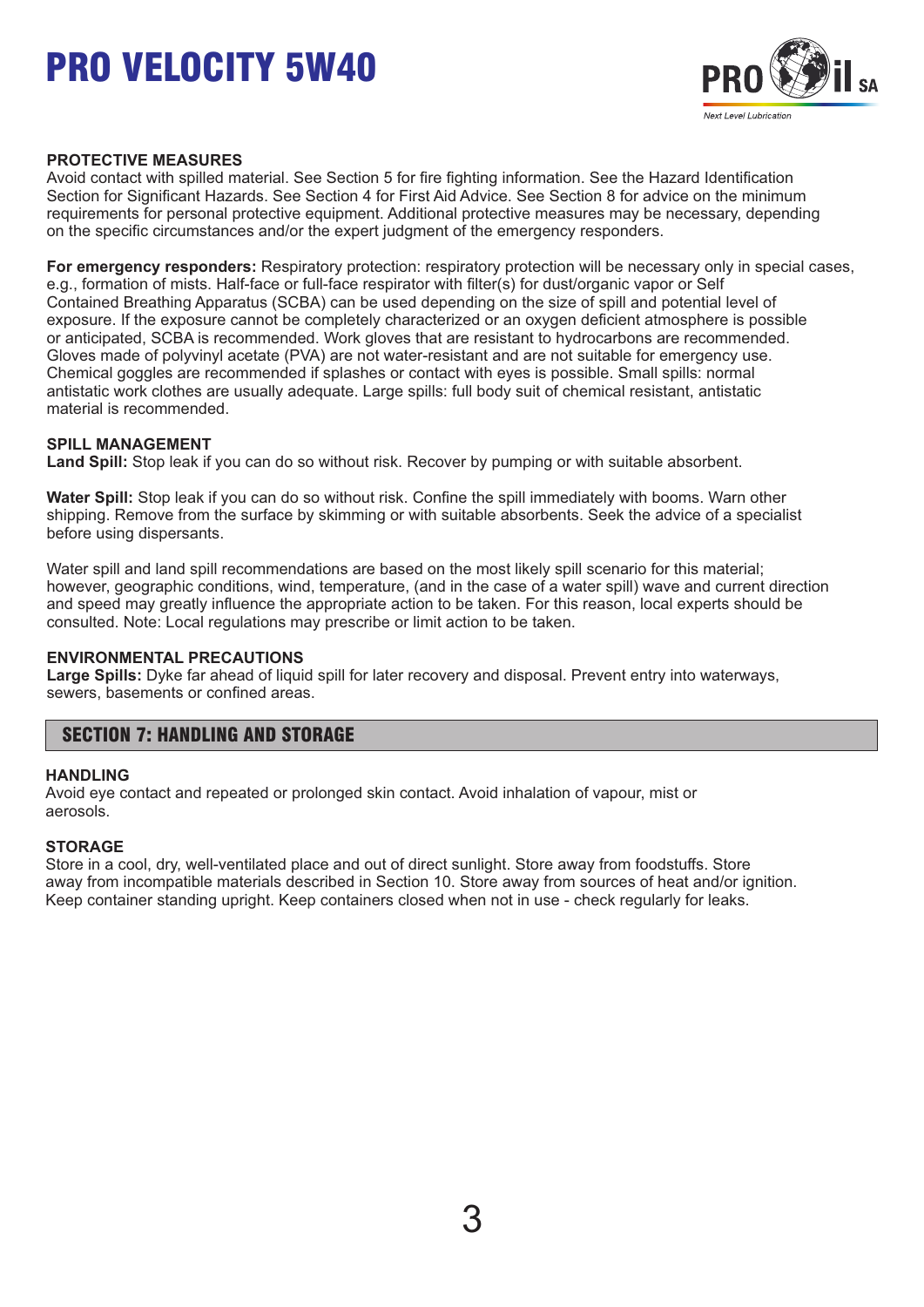### PROTECTIVE MEASURES

Avoid contact with spilled material. See Section 5 for fire fighting information. See the Hazard Identification Section for Significant Hazards. See Section 4 for First Aid Advice. See Section 8 for advice on the minimum requirements for personal protective equipment. Additional protective measures may be necessary, depending on the specific circumstances and/or the expert judgment of the emergency responders.

**For emergency responders:** Respiratory protection: respiratory protection will be necessary only in special cases, e.g., formation of mists. Half-face or full-face respirator with filter(s) for dust/organic vapor or Self Contained Breathing Apparatus (SCBA) can be used depending on the size of spill and potential level of exposure. If the exposure cannot be completely characterized or an oxygen deficient atmosphere is possible or anticipated, SCBA is recommended. Work gloves that are resistant to hydrocarbons are recommended. Gloves made of polyvinyl acetate (PVA) are not water-resistant and are not suitable for emergency use. Chemical goggles are recommended if splashes or contact with eyes is possible. Small spills: normal antistatic work clothes are usually adequate. Large spills: full body suit of chemical resistant, antistatic material is recommended.

### SPILL MANAGEMENT

**Land Spill:** Stop leak if you can do so without risk. Recover by pumping or with suitable absorbent.

**Water Spill:** Stop leak if you can do so without risk. Confine the spill immediately with booms. Warn other shipping. Remove from the surface by skimming or with suitable absorbents. Seek the advice of a specialist before using dispersants.

Water spill and land spill recommendations are based on the most likely spill scenario for this material; however, geographic conditions, wind, temperature, (and in the case of a water spill) wave and current direction and speed may greatly influence the appropriate action to be taken. For this reason, local experts should be consulted. Note: Local regulations may prescribe or limit action to be taken.

### ENVIRONMENTAL PRECAUTIONS

**Large Spills:** Dyke far ahead of liquid spill for later recovery and disposal. Prevent entry into waterways, sewers, basements or confined areas.

## SECTION 7: HANDLING AND STORAGE

### HANDLING

Avoid eye contact and repeated or prolonged skin contact. Avoid inhalation of vapour, mist or aerosols.

### STORAGE

Store in a cool, dry, well-ventilated place and out of direct sunlight. Store away from foodstuffs. Store away from incompatible materials described in Section 10. Store away from sources of heat and/or ignition. Keep container standing upright. Keep containers closed when not in use - check regularly for leaks.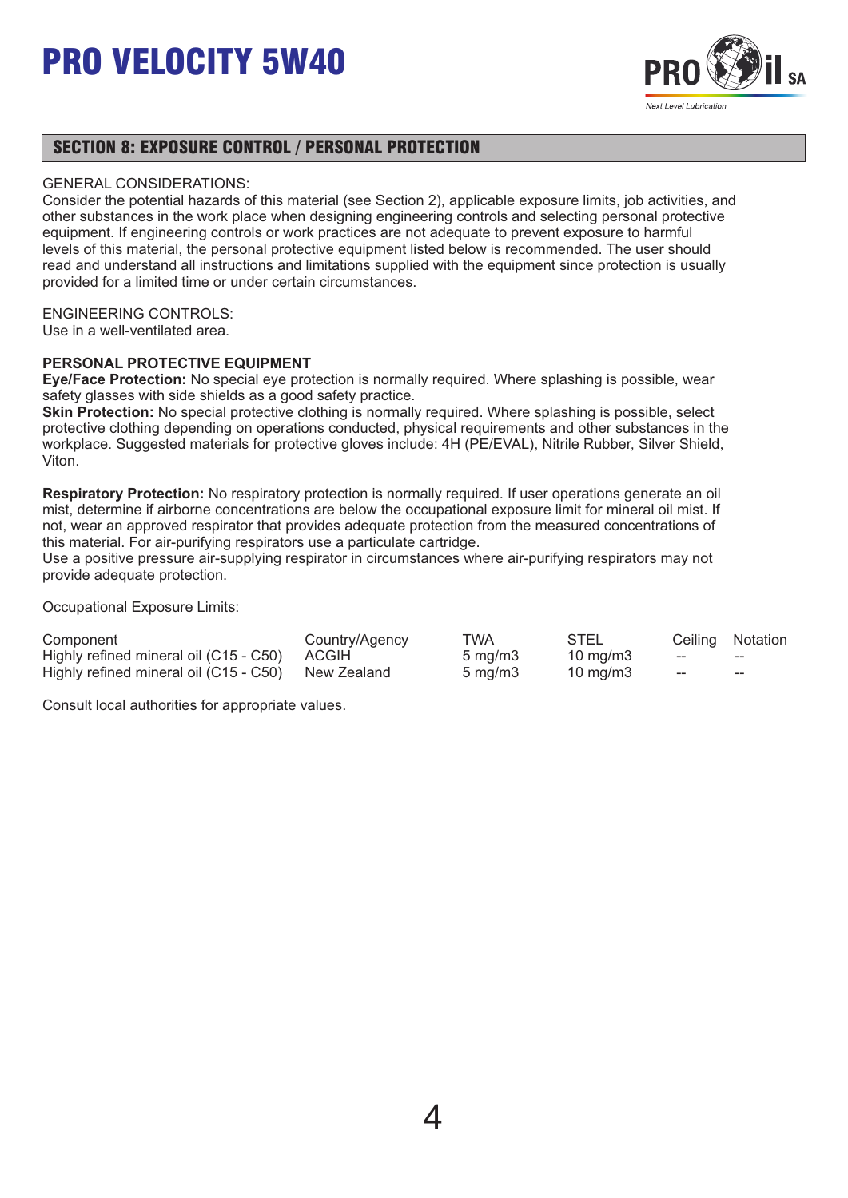# PRO VELOCITY 5W40

## SECTION 8: EXPOSURE CONTROL / PERSONAL PROTECTION

GENERAL CONSIDERATIONS:
Consider the potential hazards of this material (see Section 2), applicable exposure limits, job activities, and other substances in the work place when designing engineering controls and selecting personal protective equipment. If engineering controls or work practices are not adequate to prevent exposure to harmful levels of this material, the personal protective equipment listed below is recommended. The user should read and understand all instructions and limitations supplied with the equipment since protection is usually provided for a limited time or under certain circumstances.

ENGINEERING CONTROLS:
Use in a well-ventilated area.

**PERSONAL PROTECTIVE EQUIPMENT**
**Eye/Face Protection:** No special eye protection is normally required. Where splashing is possible, wear safety glasses with side shields as a good safety practice.
**Skin Protection:** No special protective clothing is normally required. Where splashing is possible, select protective clothing depending on operations conducted, physical requirements and other substances in the workplace. Suggested materials for protective gloves include: 4H (PE/EVAL), Nitrile Rubber, Silver Shield, Viton.

**Respiratory Protection:** No respiratory protection is normally required. If user operations generate an oil mist, determine if airborne concentrations are below the occupational exposure limit for mineral oil mist. If not, wear an approved respirator that provides adequate protection from the measured concentrations of this material. For air-purifying respirators use a particulate cartridge.
Use a positive pressure air-supplying respirator in circumstances where air-purifying respirators may not provide adequate protection.

Occupational Exposure Limits:

| Component | Country/Agency | TWA | STEL | Ceiling | Notation |
|---|---|---|---|---|---|
| Highly refined mineral oil (C15 - C50) | ACGIH | 5 mg/m3 | 10 mg/m3 | -- | -- |
| Highly refined mineral oil (C15 - C50) | New Zealand | 5 mg/m3 | 10 mg/m3 | -- | -- |

Consult local authorities for appropriate values.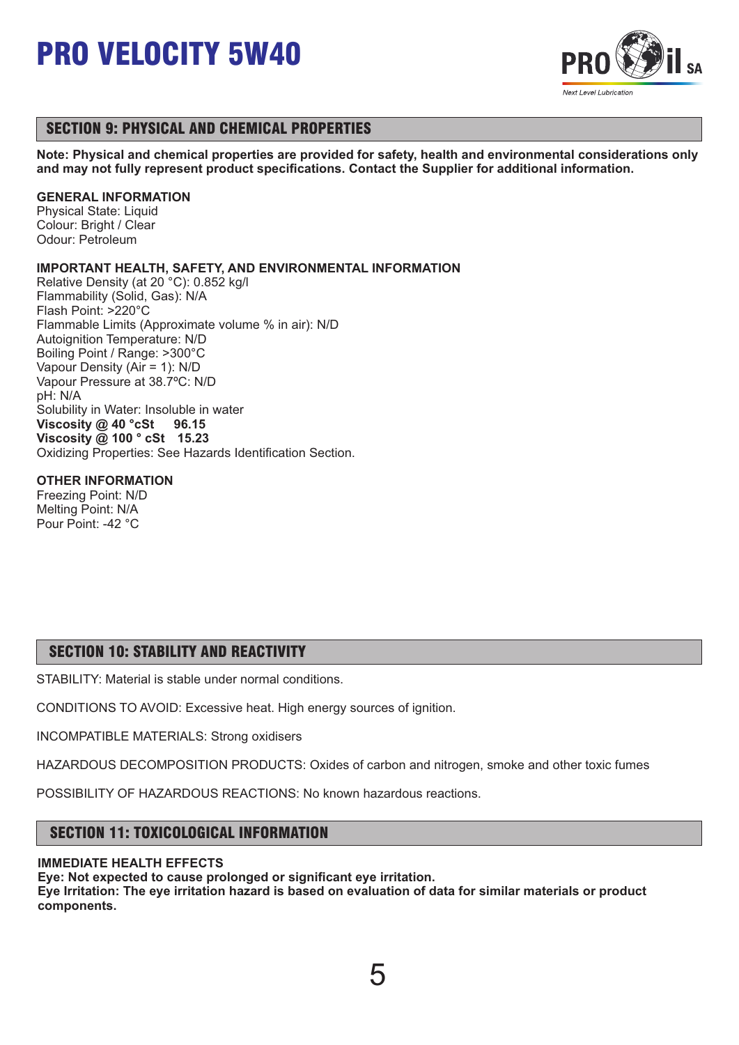# PRO VELOCITY 5W40

## SECTION 9: PHYSICAL AND CHEMICAL PROPERTIES

**Note: Physical and chemical properties are provided for safety, health and environmental considerations only and may not fully represent product specifications. Contact the Supplier for additional information.**

**GENERAL INFORMATION**
Physical State: Liquid
Colour: Bright / Clear
Odour: Petroleum

**IMPORTANT HEALTH, SAFETY, AND ENVIRONMENTAL INFORMATION**
Relative Density (at 20 °C): 0.852 kg/l
Flammability (Solid, Gas): N/A
Flash Point: >220°C
Flammable Limits (Approximate volume % in air): N/D
Autoignition Temperature: N/D
Boiling Point / Range: >300°C
Vapour Density (Air = 1): N/D
Vapour Pressure at 38.7ºC: N/D
pH: N/A
Solubility in Water: Insoluble in water
**Viscosity @ 40 °cSt 96.15**
**Viscosity @ 100 ° cSt 15.23**
Oxidizing Properties: See Hazards Identification Section.

**OTHER INFORMATION**
Freezing Point: N/D
Melting Point: N/A
Pour Point: -42 °C

## SECTION 10: STABILITY AND REACTIVITY

STABILITY: Material is stable under normal conditions.

CONDITIONS TO AVOID: Excessive heat. High energy sources of ignition.

INCOMPATIBLE MATERIALS: Strong oxidisers

HAZARDOUS DECOMPOSITION PRODUCTS: Oxides of carbon and nitrogen, smoke and other toxic fumes

POSSIBILITY OF HAZARDOUS REACTIONS: No known hazardous reactions.

## SECTION 11: TOXICOLOGICAL INFORMATION

**IMMEDIATE HEALTH EFFECTS**
**Eye: Not expected to cause prolonged or significant eye irritation.**
**Eye Irritation: The eye irritation hazard is based on evaluation of data for similar materials or product components.**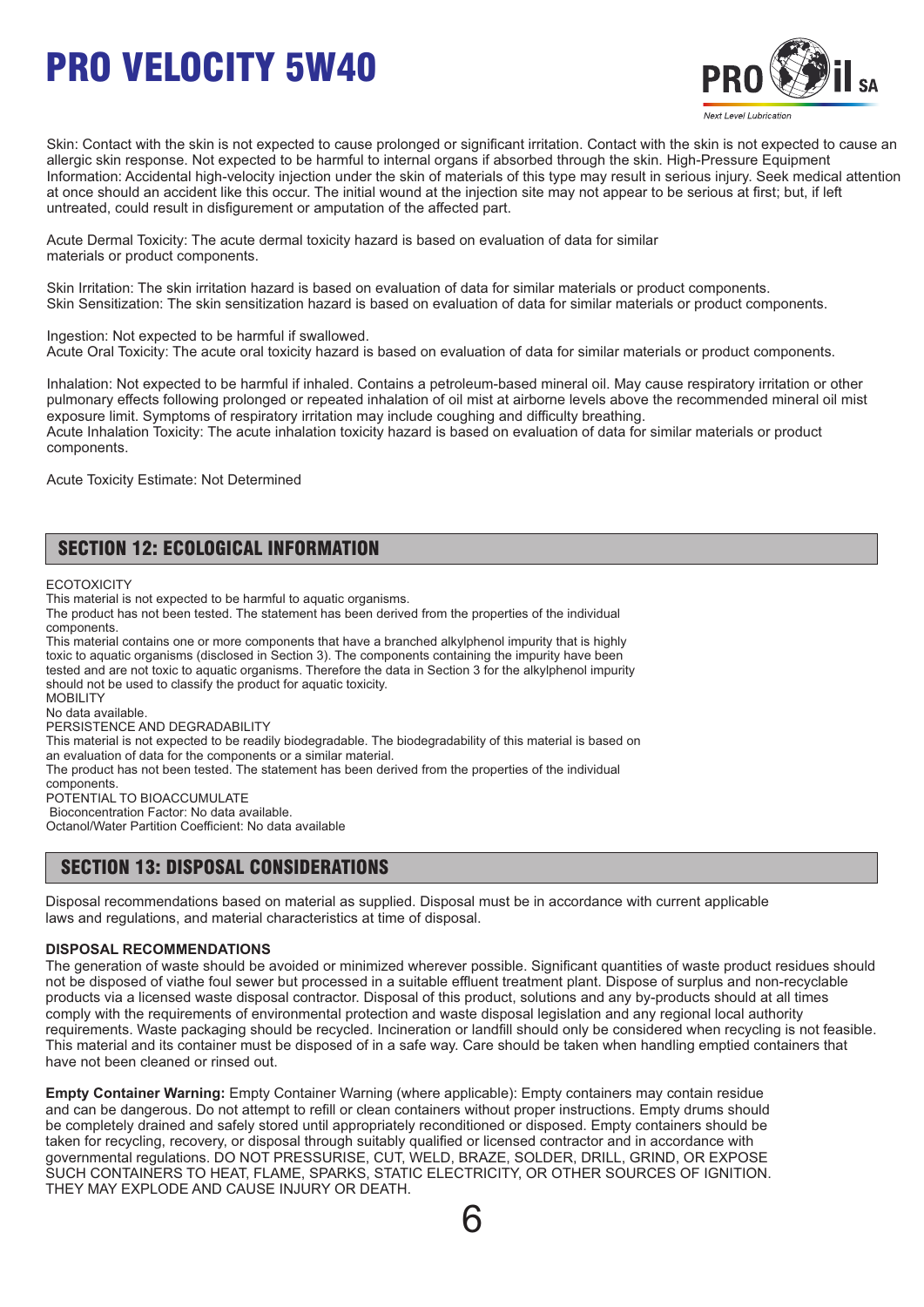Skin: Contact with the skin is not expected to cause prolonged or significant irritation. Contact with the skin is not expected to cause an allergic skin response. Not expected to be harmful to internal organs if absorbed through the skin. High-Pressure Equipment Information: Accidental high-velocity injection under the skin of materials of this type may result in serious injury. Seek medical attention at once should an accident like this occur. The initial wound at the injection site may not appear to be serious at first; but, if left untreated, could result in disfigurement or amputation of the affected part.

Acute Dermal Toxicity: The acute dermal toxicity hazard is based on evaluation of data for similar materials or product components.

Skin Irritation: The skin irritation hazard is based on evaluation of data for similar materials or product components.
Skin Sensitization: The skin sensitization hazard is based on evaluation of data for similar materials or product components.

Ingestion: Not expected to be harmful if swallowed.
Acute Oral Toxicity: The acute oral toxicity hazard is based on evaluation of data for similar materials or product components.

Inhalation: Not expected to be harmful if inhaled. Contains a petroleum-based mineral oil. May cause respiratory irritation or other pulmonary effects following prolonged or repeated inhalation of oil mist at airborne levels above the recommended mineral oil mist exposure limit. Symptoms of respiratory irritation may include coughing and difficulty breathing.
Acute Inhalation Toxicity: The acute inhalation toxicity hazard is based on evaluation of data for similar materials or product components.

Acute Toxicity Estimate: Not Determined

## SECTION 12: ECOLOGICAL INFORMATION

ECOTOXICITY
This material is not expected to be harmful to aquatic organisms.
The product has not been tested. The statement has been derived from the properties of the individual components.
This material contains one or more components that have a branched alkylphenol impurity that is highly toxic to aquatic organisms (disclosed in Section 3). The components containing the impurity have been tested and are not toxic to aquatic organisms. Therefore the data in Section 3 for the alkylphenol impurity should not be used to classify the product for aquatic toxicity.
MOBILITY
No data available.
PERSISTENCE AND DEGRADABILITY
This material is not expected to be readily biodegradable. The biodegradability of this material is based on an evaluation of data for the components or a similar material.
The product has not been tested. The statement has been derived from the properties of the individual components.
POTENTIAL TO BIOACCUMULATE
Bioconcentration Factor: No data available.
Octanol/Water Partition Coefficient: No data available

## SECTION 13: DISPOSAL CONSIDERATIONS

Disposal recommendations based on material as supplied. Disposal must be in accordance with current applicable laws and regulations, and material characteristics at time of disposal.

**DISPOSAL RECOMMENDATIONS**
The generation of waste should be avoided or minimized wherever possible. Significant quantities of waste product residues should not be disposed of viathe foul sewer but processed in a suitable effluent treatment plant. Dispose of surplus and non-recyclable products via a licensed waste disposal contractor. Disposal of this product, solutions and any by-products should at all times comply with the requirements of environmental protection and waste disposal legislation and any regional local authority requirements. Waste packaging should be recycled. Incineration or landfill should only be considered when recycling is not feasible. This material and its container must be disposed of in a safe way. Care should be taken when handling emptied containers that have not been cleaned or rinsed out.

**Empty Container Warning:** Empty Container Warning (where applicable): Empty containers may contain residue and can be dangerous. Do not attempt to refill or clean containers without proper instructions. Empty drums should be completely drained and safely stored until appropriately reconditioned or disposed. Empty containers should be taken for recycling, recovery, or disposal through suitably qualified or licensed contractor and in accordance with governmental regulations. DO NOT PRESSURISE, CUT, WELD, BRAZE, SOLDER, DRILL, GRIND, OR EXPOSE SUCH CONTAINERS TO HEAT, FLAME, SPARKS, STATIC ELECTRICITY, OR OTHER SOURCES OF IGNITION. THEY MAY EXPLODE AND CAUSE INJURY OR DEATH.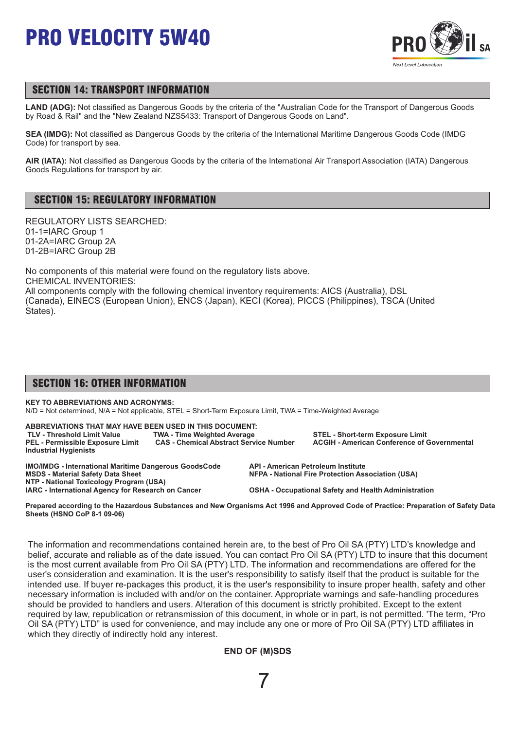## SECTION 14: TRANSPORT INFORMATION

**LAND (ADG):** Not classified as Dangerous Goods by the criteria of the "Australian Code for the Transport of Dangerous Goods by Road & Rail" and the "New Zealand NZS5433: Transport of Dangerous Goods on Land".

**SEA (IMDG):** Not classified as Dangerous Goods by the criteria of the International Maritime Dangerous Goods Code (IMDG Code) for transport by sea.

**AIR (IATA):** Not classified as Dangerous Goods by the criteria of the International Air Transport Association (IATA) Dangerous Goods Regulations for transport by air.

## SECTION 15: REGULATORY INFORMATION

REGULATORY LISTS SEARCHED:
01-1=IARC Group 1
01-2A=IARC Group 2A
01-2B=IARC Group 2B

No components of this material were found on the regulatory lists above.
CHEMICAL INVENTORIES:
All components comply with the following chemical inventory requirements: AICS (Australia), DSL (Canada), EINECS (European Union), ENCS (Japan), KECI (Korea), PICCS (Philippines), TSCA (United States).

## SECTION 16: OTHER INFORMATION

**KEY TO ABBREVIATIONS AND ACRONYMS:**
N/D = Not determined, N/A = Not applicable, STEL = Short-Term Exposure Limit, TWA = Time-Weighted Average

**ABBREVIATIONS THAT MAY HAVE BEEN USED IN THIS DOCUMENT:**

**TLV - Threshold Limit Value**
**TWA - Time Weighted Average**
**STEL - Short-term Exposure Limit**
**PEL - Permissible Exposure Limit**
**CAS - Chemical Abstract Service Number**
**ACGIH - American Conference of Governmental Industrial Hygienists**

**IMO/IMDG - International Maritime Dangerous GoodsCode**
**API - American Petroleum Institute**
**MSDS - Material Safety Data Sheet**
**NFPA - National Fire Protection Association (USA)**
**NTP - National Toxicology Program (USA)**
**IARC - International Agency for Research on Cancer**
**OSHA - Occupational Safety and Health Administration**

**Prepared according to the Hazardous Substances and New Organisms Act 1996 and Approved Code of Practice: Preparation of Safety Data Sheets (HSNO CoP 8-1 09-06)**

The information and recommendations contained herein are, to the best of Pro Oil SA (PTY) LTD's knowledge and belief, accurate and reliable as of the date issued. You can contact Pro Oil SA (PTY) LTD to insure that this document is the most current available from Pro Oil SA (PTY) LTD. The information and recommendations are offered for the user's consideration and examination. It is the user's responsibility to satisfy itself that the product is suitable for the intended use. If buyer re-packages this product, it is the user's responsibility to insure proper health, safety and other necessary information is included with and/or on the container. Appropriate warnings and safe-handling procedures should be provided to handlers and users. Alteration of this document is strictly prohibited. Except to the extent required by law, republication or retransmission of this document, in whole or in part, is not permitted. 'The term, "Pro Oil SA (PTY) LTD" is used for convenience, and may include any one or more of Pro Oil SA (PTY) LTD affiliates in which they directly of indirectly hold any interest.

**END OF (M)SDS**